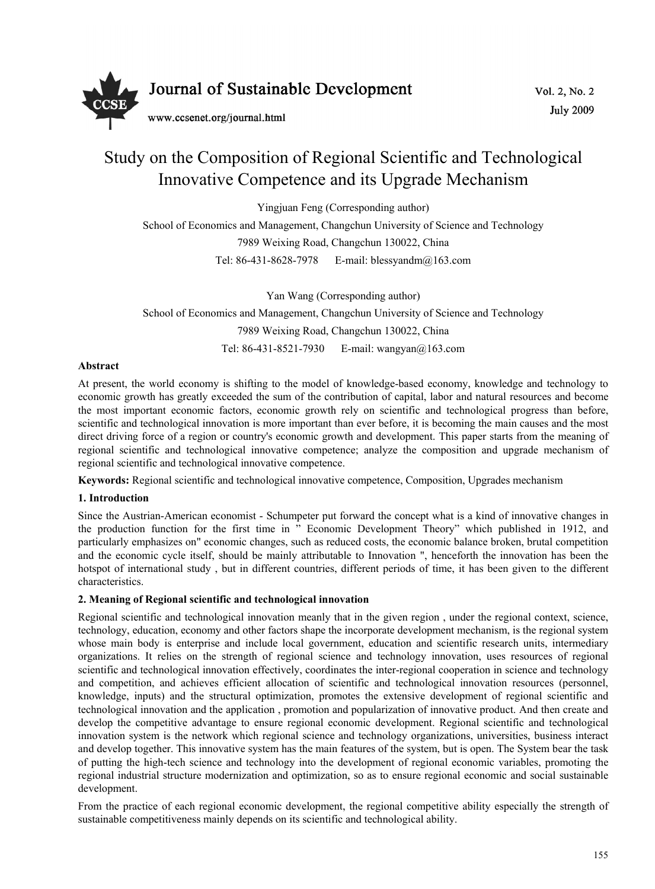# Study on the Composition of Regional Scientific and Technological Innovative Competence and its Upgrade Mechanism

Yingjuan Feng (Corresponding author)

School of Economics and Management, Changchun University of Science and Technology

7989 Weixing Road, Changchun 130022, China

Tel: 86-431-8628-7978 E-mail: blessyandm@163.com

Yan Wang (Corresponding author)

School of Economics and Management, Changchun University of Science and Technology

7989 Weixing Road, Changchun 130022, China

Tel: 86-431-8521-7930 E-mail: wangyan@163.com

**Abstract**

At present, the world economy is shifting to the model of knowledge-based economy, knowledge and technology to economic growth has greatly exceeded the sum of the contribution of capital, labor and natural resources and become the most important economic factors, economic growth rely on scientific and technological progress than before, scientific and technological innovation is more important than ever before, it is becoming the main causes and the most direct driving force of a region or country's economic growth and development. This paper starts from the meaning of regional scientific and technological innovative competence; analyze the composition and upgrade mechanism of regional scientific and technological innovative competence.

**Keywords:** Regional scientific and technological innovative competence, Composition, Upgrades mechanism

## 1. Introduction

Since the Austrian-American economist - Schumpeter put forward the concept what is a kind of innovative changes in the production function for the first time in " Economic Development Theory" which published in 1912, and particularly emphasizes on" economic changes, such as reduced costs, the economic balance broken, brutal competition and the economic cycle itself, should be mainly attributable to Innovation ", henceforth the innovation has been the hotspot of international study , but in different countries, different periods of time, it has been given to the different characteristics.

## 2. Meaning of Regional scientific and technological innovation

Regional scientific and technological innovation meanly that in the given region , under the regional context, science, technology, education, economy and other factors shape the incorporate development mechanism, is the regional system whose main body is enterprise and include local government, education and scientific research units, intermediary organizations. It relies on the strength of regional science and technology innovation, uses resources of regional scientific and technological innovation effectively, coordinates the inter-regional cooperation in science and technology and competition, and achieves efficient allocation of scientific and technological innovation resources (personnel, knowledge, inputs) and the structural optimization, promotes the extensive development of regional scientific and technological innovation and the application , promotion and popularization of innovative product. And then create and develop the competitive advantage to ensure regional economic development. Regional scientific and technological innovation system is the network which regional science and technology organizations, universities, business interact and develop together. This innovative system has the main features of the system, but is open. The System bear the task of putting the high-tech science and technology into the development of regional economic variables, promoting the regional industrial structure modernization and optimization, so as to ensure regional economic and social sustainable development.

From the practice of each regional economic development, the regional competitive ability especially the strength of sustainable competitiveness mainly depends on its scientific and technological ability.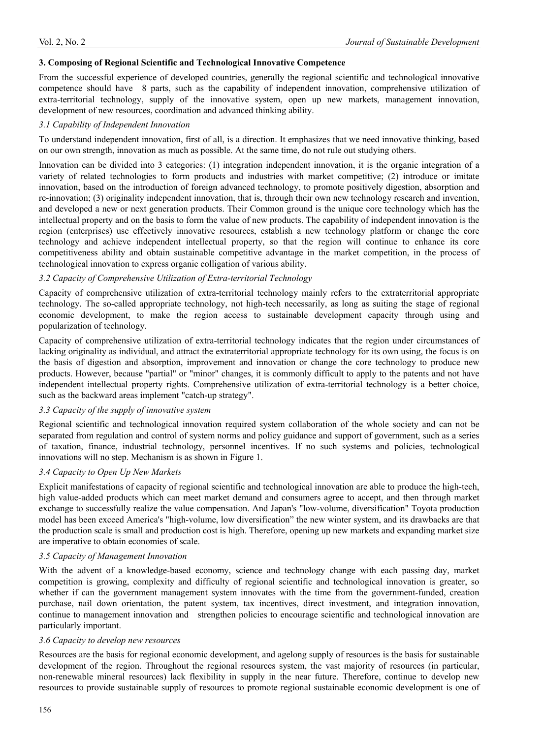### 3. Composing of Regional Scientific and Technological Innovative Competence

From the successful experience of developed countries, generally the regional scientific and technological innovative competence should have 8 parts, such as the capability of independent innovation, comprehensive utilization of extra-territorial technology, supply of the innovative system, open up new markets, management innovation, development of new resources, coordination and advanced thinking ability.

#### *3.1 Capability of Independent Innovation*

To understand independent innovation, first of all, is a direction. It emphasizes that we need innovative thinking, based on our own strength, innovation as much as possible. At the same time, do not rule out studying others.

Innovation can be divided into 3 categories: (1) integration independent innovation, it is the organic integration of a variety of related technologies to form products and industries with market competitive; (2) introduce or imitate innovation, based on the introduction of foreign advanced technology, to promote positively digestion, absorption and re-innovation; (3) originality independent innovation, that is, through their own new technology research and invention, and developed a new or next generation products. Their Common ground is the unique core technology which has the intellectual property and on the basis to form the value of new products. The capability of independent innovation is the region (enterprises) use effectively innovative resources, establish a new technology platform or change the core technology and achieve independent intellectual property, so that the region will continue to enhance its core competitiveness ability and obtain sustainable competitive advantage in the market competition, in the process of technological innovation to express organic colligation of various ability.

#### *3.2 Capacity of Comprehensive Utilization of Extra-territorial Technology*

Capacity of comprehensive utilization of extra-territorial technology mainly refers to the extraterritorial appropriate technology. The so-called appropriate technology, not high-tech necessarily, as long as suiting the stage of regional economic development, to make the region access to sustainable development capacity through using and popularization of technology.

Capacity of comprehensive utilization of extra-territorial technology indicates that the region under circumstances of lacking originality as individual, and attract the extraterritorial appropriate technology for its own using, the focus is on the basis of digestion and absorption, improvement and innovation or change the core technology to produce new products. However, because "partial" or "minor" changes, it is commonly difficult to apply to the patents and not have independent intellectual property rights. Comprehensive utilization of extra-territorial technology is a better choice, such as the backward areas implement "catch-up strategy".

#### *3.3 Capacity of the supply of innovative system*

Regional scientific and technological innovation required system collaboration of the whole society and can not be separated from regulation and control of system norms and policy guidance and support of government, such as a series of taxation, finance, industrial technology, personnel incentives. If no such systems and policies, technological innovations will no step. Mechanism is as shown in Figure 1.

#### *3.4 Capacity to Open Up New Markets*

Explicit manifestations of capacity of regional scientific and technological innovation are able to produce the high-tech, high value-added products which can meet market demand and consumers agree to accept, and then through market exchange to successfully realize the value compensation. And Japan's "low-volume, diversification" Toyota production model has been exceed America's "high-volume, low diversification" the new winter system, and its drawbacks are that the production scale is small and production cost is high. Therefore, opening up new markets and expanding market size are imperative to obtain economies of scale.

#### *3.5 Capacity of Management Innovation*

With the advent of a knowledge-based economy, science and technology change with each passing day, market competition is growing, complexity and difficulty of regional scientific and technological innovation is greater, so whether if can the government management system innovates with the time from the government-funded, creation purchase, nail down orientation, the patent system, tax incentives, direct investment, and integration innovation, continue to management innovation and strengthen policies to encourage scientific and technological innovation are particularly important.

#### *3.6 Capacity to develop new resources*

Resources are the basis for regional economic development, and agelong supply of resources is the basis for sustainable development of the region. Throughout the regional resources system, the vast majority of resources (in particular, non-renewable mineral resources) lack flexibility in supply in the near future. Therefore, continue to develop new resources to provide sustainable supply of resources to promote regional sustainable economic development is one of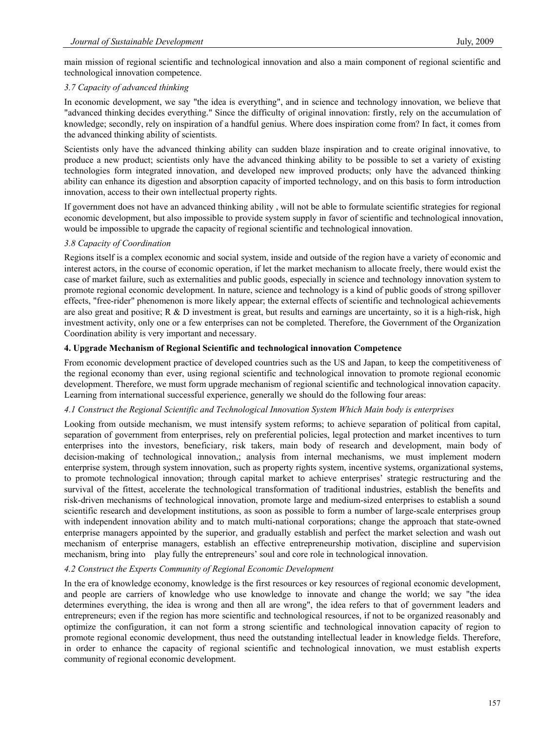main mission of regional scientific and technological innovation and also a main component of regional scientific and technological innovation competence.

### *3.7 Capacity of advanced thinking*

In economic development, we say "the idea is everything", and in science and technology innovation, we believe that "advanced thinking decides everything." Since the difficulty of original innovation: firstly, rely on the accumulation of knowledge; secondly, rely on inspiration of a handful genius. Where does inspiration come from? In fact, it comes from the advanced thinking ability of scientists.

Scientists only have the advanced thinking ability can sudden blaze inspiration and to create original innovative, to produce a new product; scientists only have the advanced thinking ability to be possible to set a variety of existing technologies form integrated innovation, and developed new improved products; only have the advanced thinking ability can enhance its digestion and absorption capacity of imported technology, and on this basis to form introduction innovation, access to their own intellectual property rights.

If government does not have an advanced thinking ability , will not be able to formulate scientific strategies for regional economic development, but also impossible to provide system supply in favor of scientific and technological innovation, would be impossible to upgrade the capacity of regional scientific and technological innovation.

### *3.8 Capacity of Coordination*

Regions itself is a complex economic and social system, inside and outside of the region have a variety of economic and interest actors, in the course of economic operation, if let the market mechanism to allocate freely, there would exist the case of market failure, such as externalities and public goods, especially in science and technology innovation system to promote regional economic development. In nature, science and technology is a kind of public goods of strong spillover effects, "free-rider" phenomenon is more likely appear; the external effects of scientific and technological achievements are also great and positive; R & D investment is great, but results and earnings are uncertainty, so it is a high-risk, high investment activity, only one or a few enterprises can not be completed. Therefore, the Government of the Organization Coordination ability is very important and necessary.

## **4. Upgrade Mechanism of Regional Scientific and technological innovation Competence**

From economic development practice of developed countries such as the US and Japan, to keep the competitiveness of the regional economy than ever, using regional scientific and technological innovation to promote regional economic development. Therefore, we must form upgrade mechanism of regional scientific and technological innovation capacity. Learning from international successful experience, generally we should do the following four areas:

### *4.1 Construct the Regional Scientific and Technological Innovation System Which Main body is enterprises*

Looking from outside mechanism, we must intensify system reforms; to achieve separation of political from capital, separation of government from enterprises, rely on preferential policies, legal protection and market incentives to turn enterprises into the investors, beneficiary, risk takers, main body of research and development, main body of decision-making of technological innovation,; analysis from internal mechanisms, we must implement modern enterprise system, through system innovation, such as property rights system, incentive systems, organizational systems, to promote technological innovation; through capital market to achieve enterprises' strategic restructuring and the survival of the fittest, accelerate the technological transformation of traditional industries, establish the benefits and risk-driven mechanisms of technological innovation, promote large and medium-sized enterprises to establish a sound scientific research and development institutions, as soon as possible to form a number of large-scale enterprises group with independent innovation ability and to match multi-national corporations; change the approach that state-owned enterprise managers appointed by the superior, and gradually establish and perfect the market selection and wash out mechanism of enterprise managers, establish an effective entrepreneurship motivation, discipline and supervision mechanism, bring into play fully the entrepreneurs' soul and core role in technological innovation.

### *4.2 Construct the Experts Community of Regional Economic Development*

In the era of knowledge economy, knowledge is the first resources or key resources of regional economic development, and people are carriers of knowledge who use knowledge to innovate and change the world; we say "the idea determines everything, the idea is wrong and then all are wrong", the idea refers to that of government leaders and entrepreneurs; even if the region has more scientific and technological resources, if not to be organized reasonably and optimize the configuration, it can not form a strong scientific and technological innovation capacity of region to promote regional economic development, thus need the outstanding intellectual leader in knowledge fields. Therefore, in order to enhance the capacity of regional scientific and technological innovation, we must establish experts community of regional economic development.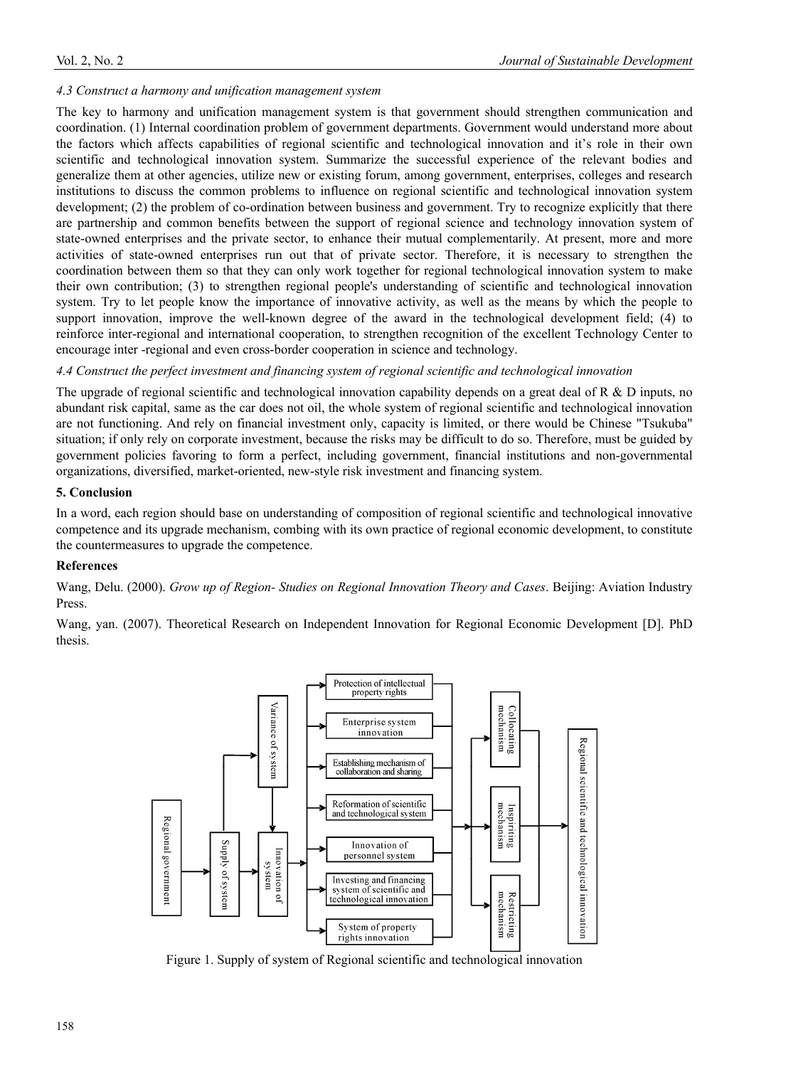*4.3 Construct a harmony and unification management system*

The key to harmony and unification management system is that government should strengthen communication and coordination. (1) Internal coordination problem of government departments. Government would understand more about the factors which affects capabilities of regional scientific and technological innovation and it's role in their own scientific and technological innovation system. Summarize the successful experience of the relevant bodies and generalize them at other agencies, utilize new or existing forum, among government, enterprises, colleges and research institutions to discuss the common problems to influence on regional scientific and technological innovation system development; (2) the problem of co-ordination between business and government. Try to recognize explicitly that there are partnership and common benefits between the support of regional science and technology innovation system of state-owned enterprises and the private sector, to enhance their mutual complementarily. At present, more and more activities of state-owned enterprises run out that of private sector. Therefore, it is necessary to strengthen the coordination between them so that they can only work together for regional technological innovation system to make their own contribution; (3) to strengthen regional people's understanding of scientific and technological innovation system. Try to let people know the importance of innovative activity, as well as the means by which the people to support innovation, improve the well-known degree of the award in the technological development field; (4) to reinforce inter-regional and international cooperation, to strengthen recognition of the excellent Technology Center to encourage inter -regional and even cross-border cooperation in science and technology.

*4.4 Construct the perfect investment and financing system of regional scientific and technological innovation*

The upgrade of regional scientific and technological innovation capability depends on a great deal of R & D inputs, no abundant risk capital, same as the car does not oil, the whole system of regional scientific and technological innovation are not functioning. And rely on financial investment only, capacity is limited, or there would be Chinese "Tsukuba" situation; if only rely on corporate investment, because the risks may be difficult to do so. Therefore, must be guided by government policies favoring to form a perfect, including government, financial institutions and non-governmental organizations, diversified, market-oriented, new-style risk investment and financing system.

## 5. Conclusion

In a word, each region should base on understanding of composition of regional scientific and technological innovative competence and its upgrade mechanism, combing with its own practice of regional economic development, to constitute the countermeasures to upgrade the competence.

## References

Wang, Delu. (2000). *Grow up of Region- Studies on Regional Innovation Theory and Cases*. Beijing: Aviation Industry Press.

Wang, yan. (2007). Theoretical Research on Independent Innovation for Regional Economic Development [D]. PhD thesis.

Regional government
Supply of system
Variance of system
Innovation of system
Protection of intellectual property rights
Enterprise system innovation
Establishing mechanism of collaboration and sharing
Reformation of scientific and technological system
Innovation of personnel system
Investing and financing system of scientific and technological innovation
System of property rights innovation
Collocating mechanism
Inspiriting mechanism
Restricting mechanism
Regional scientific and technological innovation

Figure 1. Supply of system of Regional scientific and technological innovation